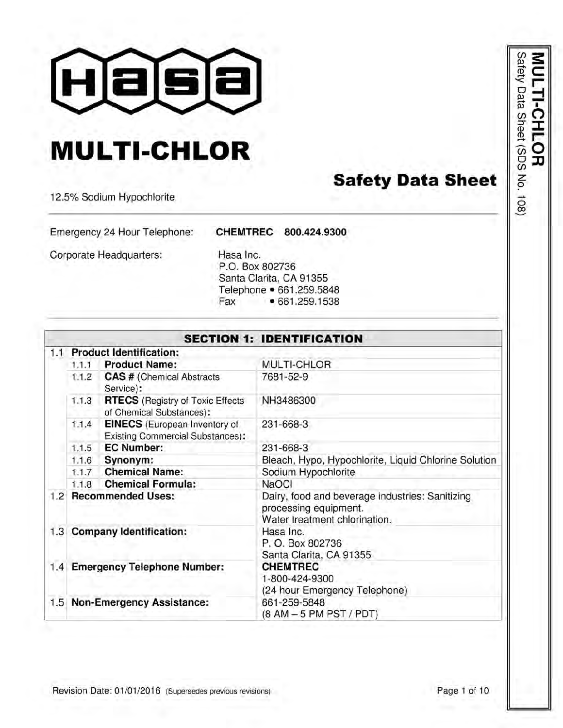# MULTI-CHLOR

## Safety Data Sheet

12.5% Sodium Hypochlorite

Emergency 24 Hour Telephone: **CHEMTREC 800.424.9300**

Corporate Headquarters: Hasa Inc.
P.O. Box 802736
Santa Clarita, CA 91355
Telephone • 661.259.5848
Fax • 661.259.1538

| **SECTION 1: IDENTIFICATION** | | | |
|---|---|---|---|
| 1.1 | **Product Identification:** | | |
| | 1.1.1 | **Product Name:** | MULTI-CHLOR |
| | 1.1.2 | **CAS #** (Chemical Abstracts Service)**:** | 7681-52-9 |
| | 1.1.3 | **RTECS** (Registry of Toxic Effects of Chemical Substances)**:** | NH3486300 |
| | 1.1.4 | **EINECS** (European Inventory of Existing Commercial Substances)**:** | 231-668-3 |
| | 1.1.5 | **EC Number:** | 231-668-3 |
| | 1.1.6 | **Synonym:** | Bleach, Hypo, Hypochlorite, Liquid Chlorine Solution |
| | 1.1.7 | **Chemical Name:** | Sodium Hypochlorite |
| | 1.1.8 | **Chemical Formula:** | NaOCl |
| 1.2 | **Recommended Uses:** | | Dairy, food and beverage industries: Sanitizing processing equipment.<br>Water treatment chlorination. |
| 1.3 | **Company Identification:** | | Hasa Inc.<br>P. O. Box 802736<br>Santa Clarita, CA 91355 |
| 1.4 | **Emergency Telephone Number:** | | **CHEMTREC**<br>1-800-424-9300<br>(24 hour Emergency Telephone) |
| 1.5 | **Non-Emergency Assistance:** | | 661-259-5848<br>(8 AM – 5 PM PST / PDT) |

Revision Date: 01/01/2016 (Supersedes previous revisions)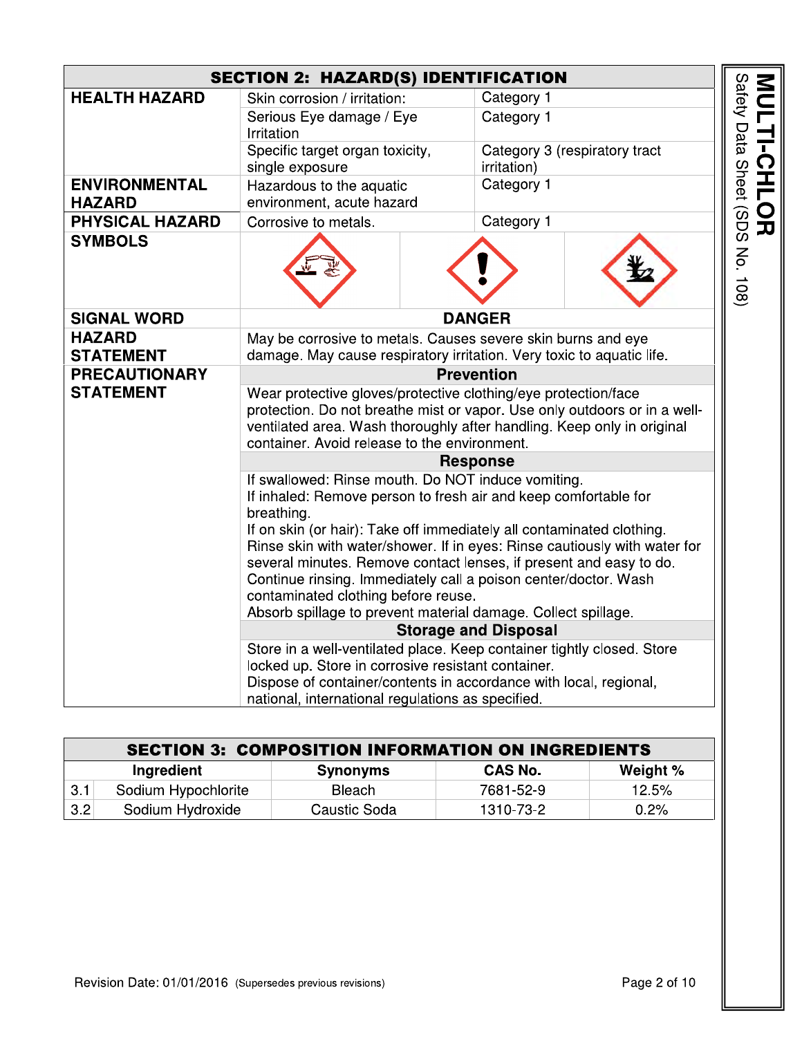## SECTION 2: HAZARD(S) IDENTIFICATION

| | | |
|---|---|---|
| **HEALTH HAZARD** | Skin corrosion / irritation: | Category 1 |
| | Serious Eye damage / Eye Irritation | Category 1 |
| | Specific target organ toxicity, single exposure | Category 3 (respiratory tract irritation) |
| **ENVIRONMENTAL HAZARD** | Hazardous to the aquatic environment, acute hazard | Category 1 |
| **PHYSICAL HAZARD** | Corrosive to metals. | Category 1 |
| **SYMBOLS** | | |
| **SIGNAL WORD** | DANGER | |
| **HAZARD STATEMENT** | May be corrosive to metals. Causes severe skin burns and eye damage. May cause respiratory irritation. Very toxic to aquatic life. | |

**PRECAUTIONARY STATEMENT**

**Prevention**

Wear protective gloves/protective clothing/eye protection/face protection. Do not breathe mist or vapor. Use only outdoors or in a well-ventilated area. Wash thoroughly after handling. Keep only in original container. Avoid release to the environment.

**Response**

If swallowed: Rinse mouth. Do NOT induce vomiting.
If inhaled: Remove person to fresh air and keep comfortable for breathing.
If on skin (or hair): Take off immediately all contaminated clothing. Rinse skin with water/shower. If in eyes: Rinse cautiously with water for several minutes. Remove contact lenses, if present and easy to do. Continue rinsing. Immediately call a poison center/doctor. Wash contaminated clothing before reuse.
Absorb spillage to prevent material damage. Collect spillage.

**Storage and Disposal**

Store in a well-ventilated place. Keep container tightly closed. Store locked up. Store in corrosive resistant container.
Dispose of container/contents in accordance with local, regional, national, international regulations as specified.

## SECTION 3: COMPOSITION INFORMATION ON INGREDIENTS

| | Ingredient | Synonyms | CAS No. | Weight % |
|---|---|---|---|---|
| 3.1 | Sodium Hypochlorite | Bleach | 7681-52-9 | 12.5% |
| 3.2 | Sodium Hydroxide | Caustic Soda | 1310-73-2 | 0.2% |

Revision Date: 01/01/2016 (Supersedes previous revisions)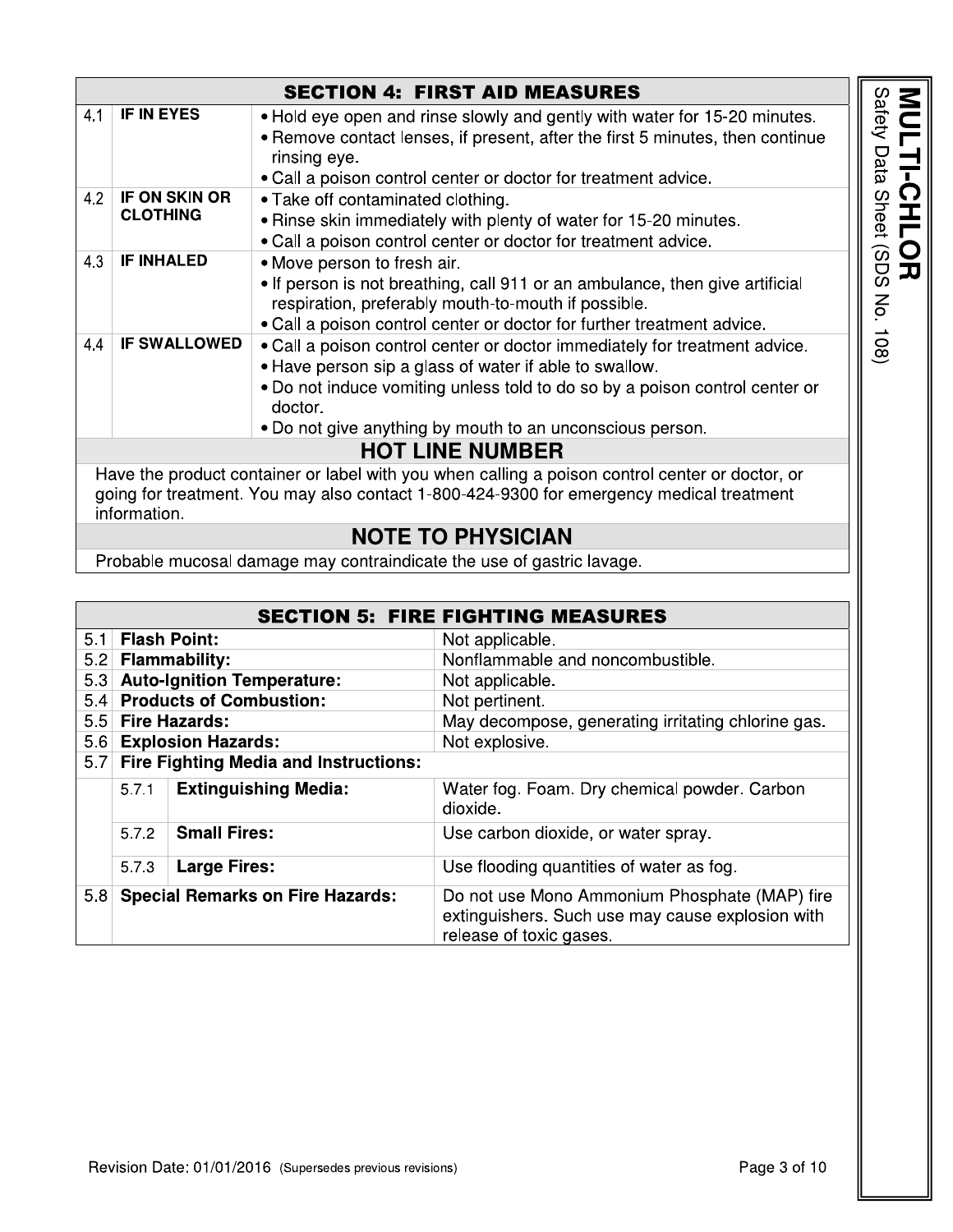## SECTION 4: FIRST AID MEASURES

| | | |
|---|---|---|
| 4.1 | **IF IN EYES** | • Hold eye open and rinse slowly and gently with water for 15-20 minutes.<br>• Remove contact lenses, if present, after the first 5 minutes, then continue rinsing eye.<br>• Call a poison control center or doctor for treatment advice. |
| 4.2 | **IF ON SKIN OR CLOTHING** | • Take off contaminated clothing.<br>• Rinse skin immediately with plenty of water for 15-20 minutes.<br>• Call a poison control center or doctor for treatment advice. |
| 4.3 | **IF INHALED** | • Move person to fresh air.<br>• If person is not breathing, call 911 or an ambulance, then give artificial respiration, preferably mouth-to-mouth if possible.<br>• Call a poison control center or doctor for further treatment advice. |
| 4.4 | **IF SWALLOWED** | • Call a poison control center or doctor immediately for treatment advice.<br>• Have person sip a glass of water if able to swallow.<br>• Do not induce vomiting unless told to do so by a poison control center or doctor.<br>• Do not give anything by mouth to an unconscious person. |

### HOT LINE NUMBER

Have the product container or label with you when calling a poison control center or doctor, or going for treatment. You may also contact 1-800-424-9300 for emergency medical treatment information.

### NOTE TO PHYSICIAN

Probable mucosal damage may contraindicate the use of gastric lavage.

## SECTION 5: FIRE FIGHTING MEASURES

| | | | |
|---|---|---|---|
| 5.1 | **Flash Point:** | | Not applicable. |
| 5.2 | **Flammability:** | | Nonflammable and noncombustible. |
| 5.3 | **Auto-Ignition Temperature:** | | Not applicable. |
| 5.4 | **Products of Combustion:** | | Not pertinent. |
| 5.5 | **Fire Hazards:** | | May decompose, generating irritating chlorine gas. |
| 5.6 | **Explosion Hazards:** | | Not explosive. |
| 5.7 | **Fire Fighting Media and Instructions:** | | |
| | 5.7.1 | **Extinguishing Media:** | Water fog. Foam. Dry chemical powder. Carbon dioxide. |
| | 5.7.2 | **Small Fires:** | Use carbon dioxide, or water spray. |
| | 5.7.3 | **Large Fires:** | Use flooding quantities of water as fog. |
| 5.8 | **Special Remarks on Fire Hazards:** | | Do not use Mono Ammonium Phosphate (MAP) fire extinguishers. Such use may cause explosion with release of toxic gases. |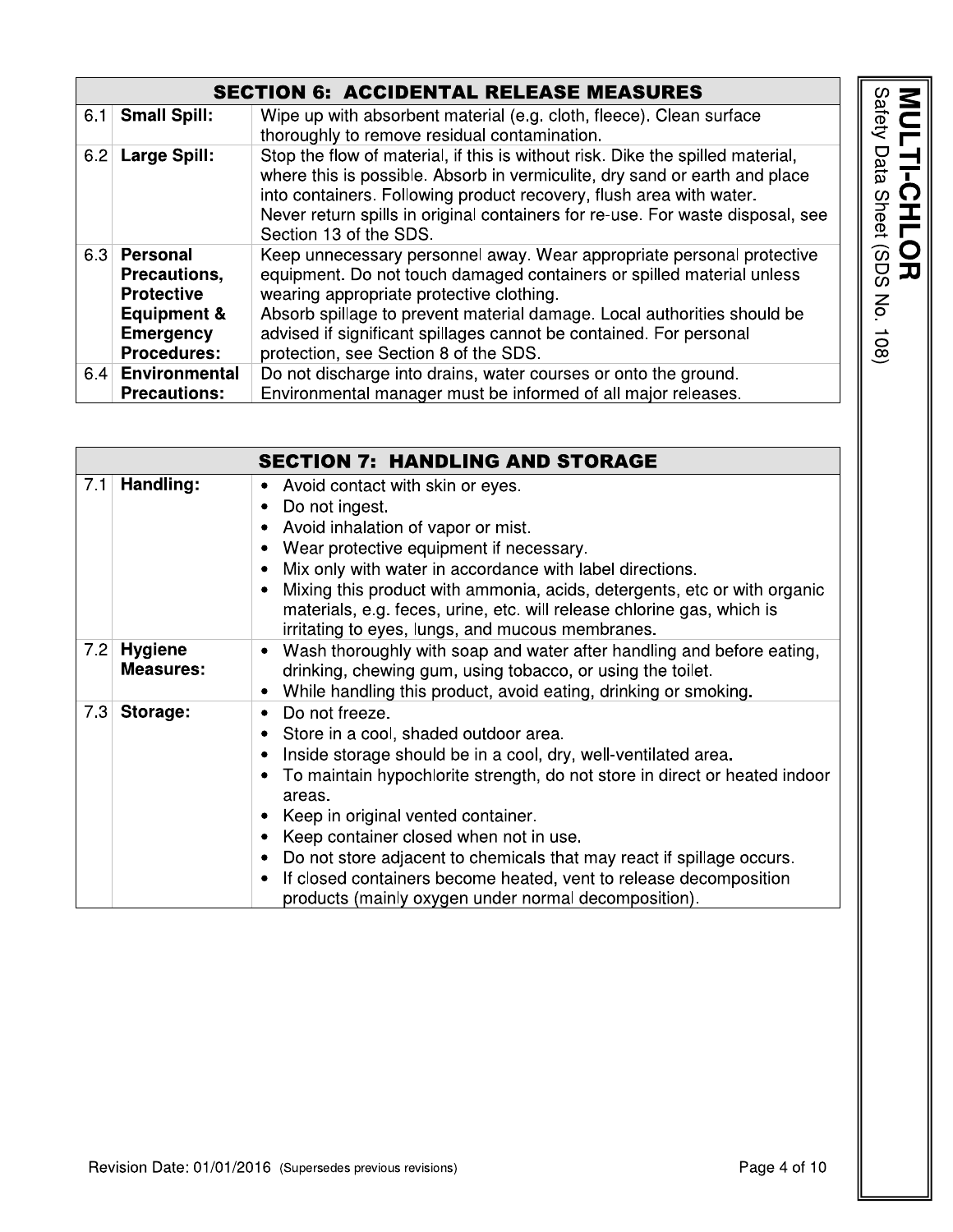| SECTION 6: ACCIDENTAL RELEASE MEASURES | | |
|---|---|---|
| 6.1 | **Small Spill:** | Wipe up with absorbent material (e.g. cloth, fleece). Clean surface thoroughly to remove residual contamination. |
| 6.2 | **Large Spill:** | Stop the flow of material, if this is without risk. Dike the spilled material, where this is possible. Absorb in vermiculite, dry sand or earth and place into containers. Following product recovery, flush area with water.<br>Never return spills in original containers for re-use. For waste disposal, see Section 13 of the SDS. |
| 6.3 | **Personal Precautions, Protective Equipment & Emergency Procedures:** | Keep unnecessary personnel away. Wear appropriate personal protective equipment. Do not touch damaged containers or spilled material unless wearing appropriate protective clothing.<br>Absorb spillage to prevent material damage. Local authorities should be advised if significant spillages cannot be contained. For personal protection, see Section 8 of the SDS. |
| 6.4 | **Environmental Precautions:** | Do not discharge into drains, water courses or onto the ground. Environmental manager must be informed of all major releases. |

| SECTION 7: HANDLING AND STORAGE | | |
|---|---|---|
| 7.1 | **Handling:** | • Avoid contact with skin or eyes.<br>• Do not ingest.<br>• Avoid inhalation of vapor or mist.<br>• Wear protective equipment if necessary.<br>• Mix only with water in accordance with label directions.<br>• Mixing this product with ammonia, acids, detergents, etc or with organic materials, e.g. feces, urine, etc. will release chlorine gas, which is irritating to eyes, lungs, and mucous membranes. |
| 7.2 | **Hygiene Measures:** | • Wash thoroughly with soap and water after handling and before eating, drinking, chewing gum, using tobacco, or using the toilet.<br>• While handling this product, avoid eating, drinking or smoking. |
| 7.3 | **Storage:** | • Do not freeze.<br>• Store in a cool, shaded outdoor area.<br>• Inside storage should be in a cool, dry, well-ventilated area.<br>• To maintain hypochlorite strength, do not store in direct or heated indoor areas.<br>• Keep in original vented container.<br>• Keep container closed when not in use.<br>• Do not store adjacent to chemicals that may react if spillage occurs.<br>• If closed containers become heated, vent to release decomposition products (mainly oxygen under normal decomposition). |

Revision Date: 01/01/2016 (Supersedes previous revisions)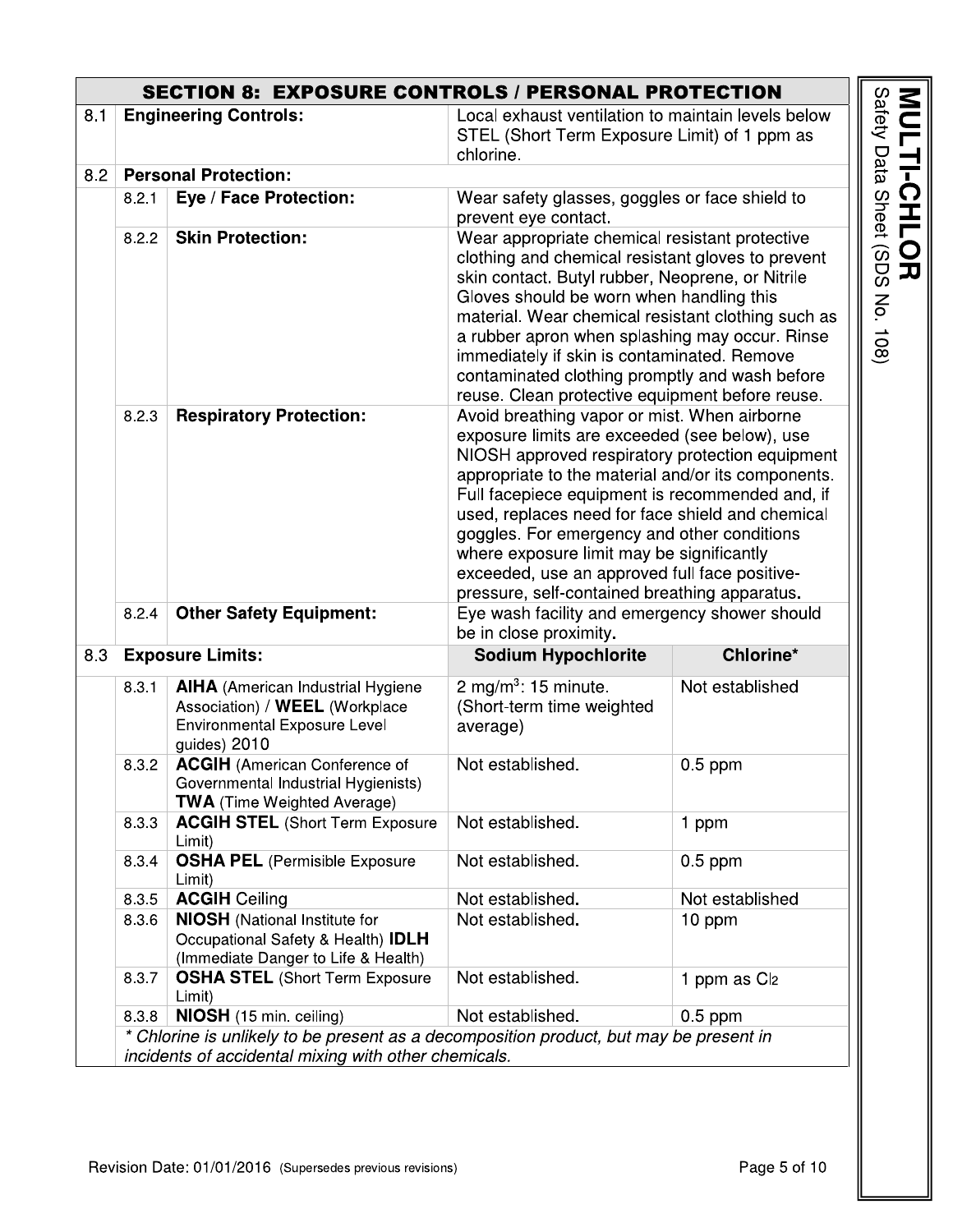## SECTION 8: EXPOSURE CONTROLS / PERSONAL PROTECTION

| | | | | |
|---|---|---|---|---|
| 8.1 | **Engineering Controls:** | | Local exhaust ventilation to maintain levels below STEL (Short Term Exposure Limit) of 1 ppm as chlorine. | |
| 8.2 | **Personal Protection:** | | | |
| | 8.2.1 | **Eye / Face Protection:** | Wear safety glasses, goggles or face shield to prevent eye contact. | |
| | 8.2.2 | **Skin Protection:** | Wear appropriate chemical resistant protective clothing and chemical resistant gloves to prevent skin contact. Butyl rubber, Neoprene, or Nitrile Gloves should be worn when handling this material. Wear chemical resistant clothing such as a rubber apron when splashing may occur. Rinse immediately if skin is contaminated. Remove contaminated clothing promptly and wash before reuse. Clean protective equipment before reuse. | |
| | 8.2.3 | **Respiratory Protection:** | Avoid breathing vapor or mist. When airborne exposure limits are exceeded (see below), use NIOSH approved respiratory protection equipment appropriate to the material and/or its components. Full facepiece equipment is recommended and, if used, replaces need for face shield and chemical goggles. For emergency and other conditions where exposure limit may be significantly exceeded, use an approved full face positive-pressure, self-contained breathing apparatus. | |
| | 8.2.4 | **Other Safety Equipment:** | Eye wash facility and emergency shower should be in close proximity. | |
| 8.3 | **Exposure Limits:** | | **Sodium Hypochlorite** | **Chlorine*** |
| | 8.3.1 | **AIHA** (American Industrial Hygiene Association) / **WEEL** (Workplace Environmental Exposure Level guides) 2010 | 2 mg/m$^3$: 15 minute. (Short-term time weighted average) | Not established |
| | 8.3.2 | **ACGIH** (American Conference of Governmental Industrial Hygienists) **TWA** (Time Weighted Average) | Not established. | 0.5 ppm |
| | 8.3.3 | **ACGIH STEL** (Short Term Exposure Limit) | Not established. | 1 ppm |
| | 8.3.4 | **OSHA PEL** (Permisible Exposure Limit) | Not established. | 0.5 ppm |
| | 8.3.5 | **ACGIH** Ceiling | Not established. | Not established |
| | 8.3.6 | **NIOSH** (National Institute for Occupational Safety & Health) **IDLH** (Immediate Danger to Life & Health) | Not established. | 10 ppm |
| | 8.3.7 | **OSHA STEL** (Short Term Exposure Limit) | Not established. | 1 ppm as $Cl_2$ |
| | 8.3.8 | **NIOSH** (15 min. ceiling) | Not established. | 0.5 ppm |

*\* Chlorine is unlikely to be present as a decomposition product, but may be present in incidents of accidental mixing with other chemicals.*

Revision Date: 01/01/2016 (Supersedes previous revisions)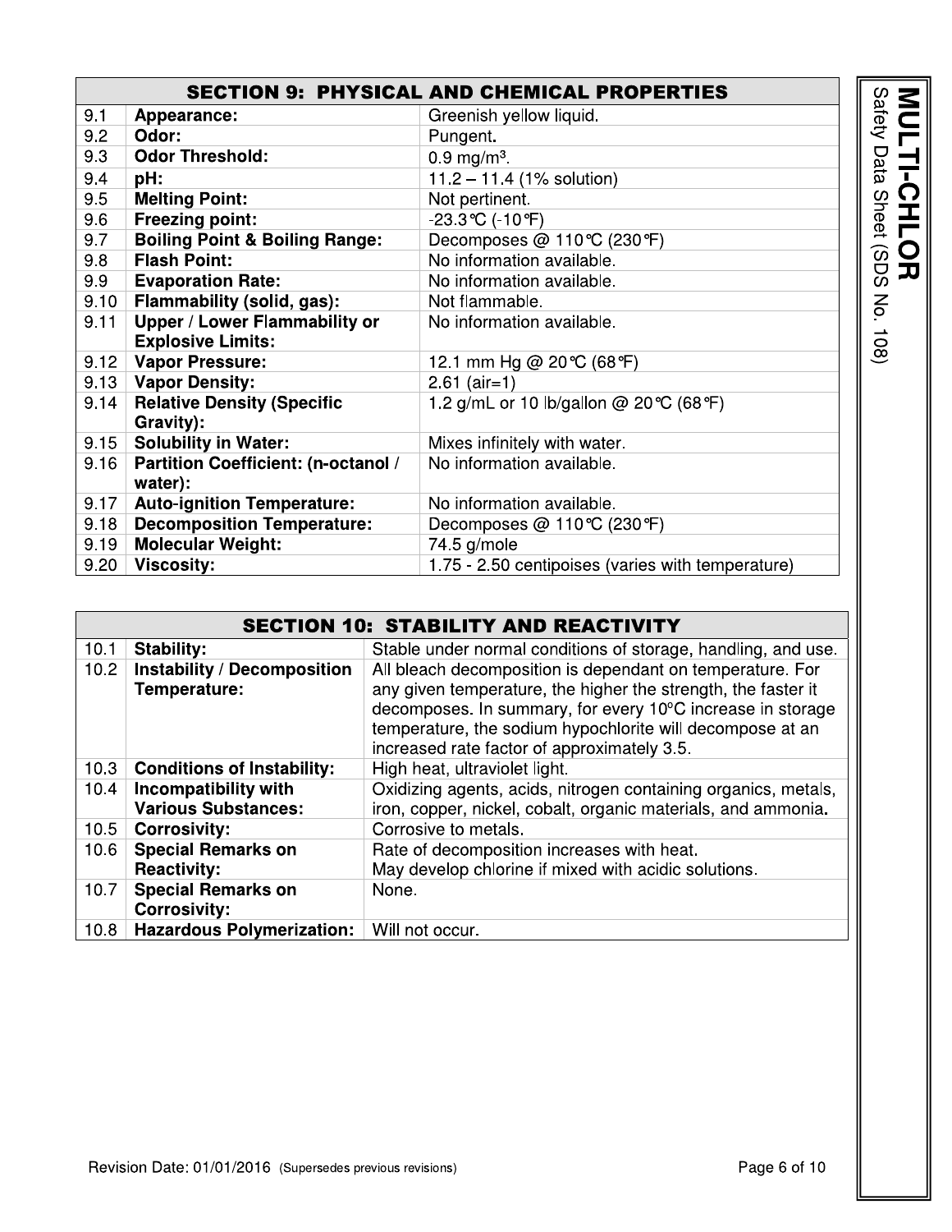## SECTION 9: PHYSICAL AND CHEMICAL PROPERTIES

| | | |
|---|---|---|
| 9.1 | **Appearance:** | Greenish yellow liquid. |
| 9.2 | **Odor:** | Pungent. |
| 9.3 | **Odor Threshold:** | 0.9 mg/m³. |
| 9.4 | **pH:** | 11.2 – 11.4 (1% solution) |
| 9.5 | **Melting Point:** | Not pertinent. |
| 9.6 | **Freezing point:** | -23.3°C (-10°F) |
| 9.7 | **Boiling Point & Boiling Range:** | Decomposes @ 110°C (230°F) |
| 9.8 | **Flash Point:** | No information available. |
| 9.9 | **Evaporation Rate:** | No information available. |
| 9.10 | **Flammability (solid, gas):** | Not flammable. |
| 9.11 | **Upper / Lower Flammability or Explosive Limits:** | No information available. |
| 9.12 | **Vapor Pressure:** | 12.1 mm Hg @ 20°C (68°F) |
| 9.13 | **Vapor Density:** | 2.61 (air=1) |
| 9.14 | **Relative Density (Specific Gravity):** | 1.2 g/mL or 10 lb/gallon @ 20°C (68°F) |
| 9.15 | **Solubility in Water:** | Mixes infinitely with water. |
| 9.16 | **Partition Coefficient: (n-octanol / water):** | No information available. |
| 9.17 | **Auto-ignition Temperature:** | No information available. |
| 9.18 | **Decomposition Temperature:** | Decomposes @ 110°C (230°F) |
| 9.19 | **Molecular Weight:** | 74.5 g/mole |
| 9.20 | **Viscosity:** | 1.75 - 2.50 centipoises (varies with temperature) |

## SECTION 10: STABILITY AND REACTIVITY

| | | |
|---|---|---|
| 10.1 | **Stability:** | Stable under normal conditions of storage, handling, and use. |
| 10.2 | **Instability / Decomposition Temperature:** | All bleach decomposition is dependant on temperature. For any given temperature, the higher the strength, the faster it decomposes. In summary, for every 10ºC increase in storage temperature, the sodium hypochlorite will decompose at an increased rate factor of approximately 3.5. |
| 10.3 | **Conditions of Instability:** | High heat, ultraviolet light. |
| 10.4 | **Incompatibility with Various Substances:** | Oxidizing agents, acids, nitrogen containing organics, metals, iron, copper, nickel, cobalt, organic materials, and ammonia. |
| 10.5 | **Corrosivity:** | Corrosive to metals. |
| 10.6 | **Special Remarks on Reactivity:** | Rate of decomposition increases with heat.<br>May develop chlorine if mixed with acidic solutions. |
| 10.7 | **Special Remarks on Corrosivity:** | None. |
| 10.8 | **Hazardous Polymerization:** | Will not occur. |

Revision Date: 01/01/2016 (Supersedes previous revisions)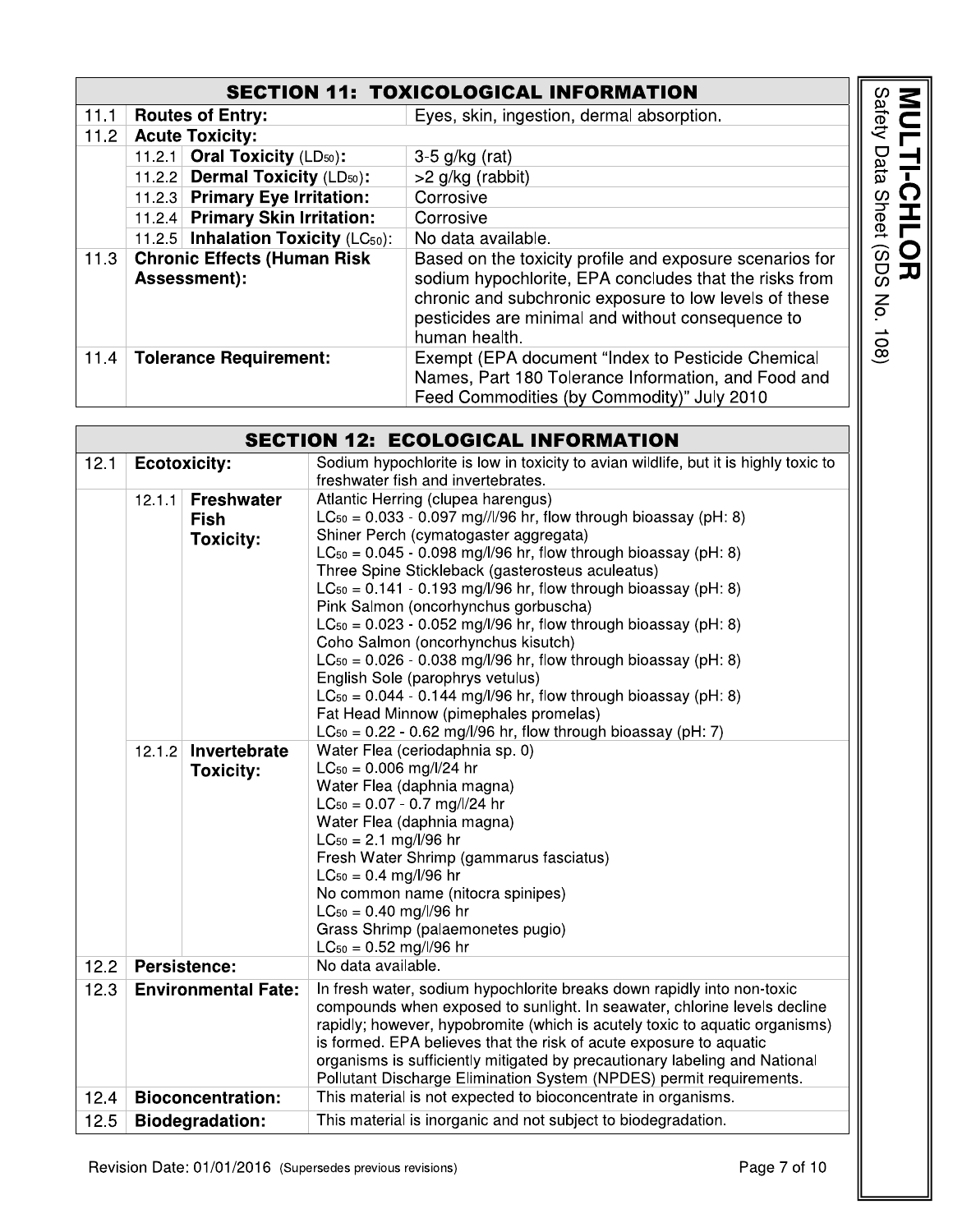## SECTION 11: TOXICOLOGICAL INFORMATION

| | | |
|---|---|---|
| 11.1 | **Routes of Entry:** | Eyes, skin, ingestion, dermal absorption. |
| 11.2 | **Acute Toxicity:** | |
| | 11.2.1 **Oral Toxicity** ($LD_{50}$)**:** | 3-5 g/kg (rat) |
| | 11.2.2 **Dermal Toxicity** ($LD_{50}$)**:** | >2 g/kg (rabbit) |
| | 11.2.3 **Primary Eye Irritation:** | Corrosive |
| | 11.2.4 **Primary Skin Irritation:** | Corrosive |
| | 11.2.5 **Inhalation Toxicity** ($LC_{50}$)**:** | No data available. |
| 11.3 | **Chronic Effects (Human Risk Assessment):** | Based on the toxicity profile and exposure scenarios for sodium hypochlorite, EPA concludes that the risks from chronic and subchronic exposure to low levels of these pesticides are minimal and without consequence to human health. |
| 11.4 | **Tolerance Requirement:** | Exempt (EPA document "Index to Pesticide Chemical Names, Part 180 Tolerance Information, and Food and Feed Commodities (by Commodity)" July 2010 |

## SECTION 12: ECOLOGICAL INFORMATION

| | | |
|---|---|---|
| 12.1 | **Ecotoxicity:** | Sodium hypochlorite is low in toxicity to avian wildlife, but it is highly toxic to freshwater fish and invertebrates. |
| | 12.1.1 **Freshwater Fish Toxicity:** | Atlantic Herring (clupea harengus)<br>$LC_{50}$ = 0.033 - 0.097 mg//l/96 hr, flow through bioassay (pH: 8)<br>Shiner Perch (cymatogaster aggregata)<br>$LC_{50}$ = 0.045 - 0.098 mg/l/96 hr, flow through bioassay (pH: 8)<br>Three Spine Stickleback (gasterosteus aculeatus)<br>$LC_{50}$ = 0.141 - 0.193 mg/l/96 hr, flow through bioassay (pH: 8)<br>Pink Salmon (oncorhynchus gorbuscha)<br>$LC_{50}$ = 0.023 - 0.052 mg/l/96 hr, flow through bioassay (pH: 8)<br>Coho Salmon (oncorhynchus kisutch)<br>$LC_{50}$ = 0.026 - 0.038 mg/l/96 hr, flow through bioassay (pH: 8)<br>English Sole (parophrys vetulus)<br>$LC_{50}$ = 0.044 - 0.144 mg/l/96 hr, flow through bioassay (pH: 8)<br>Fat Head Minnow (pimephales promelas)<br>$LC_{50}$ = 0.22 - 0.62 mg/l/96 hr, flow through bioassay (pH: 7) |
| | 12.1.2 **Invertebrate Toxicity:** | Water Flea (ceriodaphnia sp. 0)<br>$LC_{50}$ = 0.006 mg/l/24 hr<br>Water Flea (daphnia magna)<br>$LC_{50}$ = 0.07 - 0.7 mg/l/24 hr<br>Water Flea (daphnia magna)<br>$LC_{50}$ = 2.1 mg/l/96 hr<br>Fresh Water Shrimp (gammarus fasciatus)<br>$LC_{50}$ = 0.4 mg/l/96 hr<br>No common name (nitocra spinipes)<br>$LC_{50}$ = 0.40 mg/l/96 hr<br>Grass Shrimp (palaemonetes pugio)<br>$LC_{50}$ = 0.52 mg/l/96 hr |
| 12.2 | **Persistence:** | No data available. |
| 12.3 | **Environmental Fate:** | In fresh water, sodium hypochlorite breaks down rapidly into non-toxic compounds when exposed to sunlight. In seawater, chlorine levels decline rapidly; however, hypobromite (which is acutely toxic to aquatic organisms) is formed. EPA believes that the risk of acute exposure to aquatic organisms is sufficiently mitigated by precautionary labeling and National Pollutant Discharge Elimination System (NPDES) permit requirements. |
| 12.4 | **Bioconcentration:** | This material is not expected to bioconcentrate in organisms. |
| 12.5 | **Biodegradation:** | This material is inorganic and not subject to biodegradation. |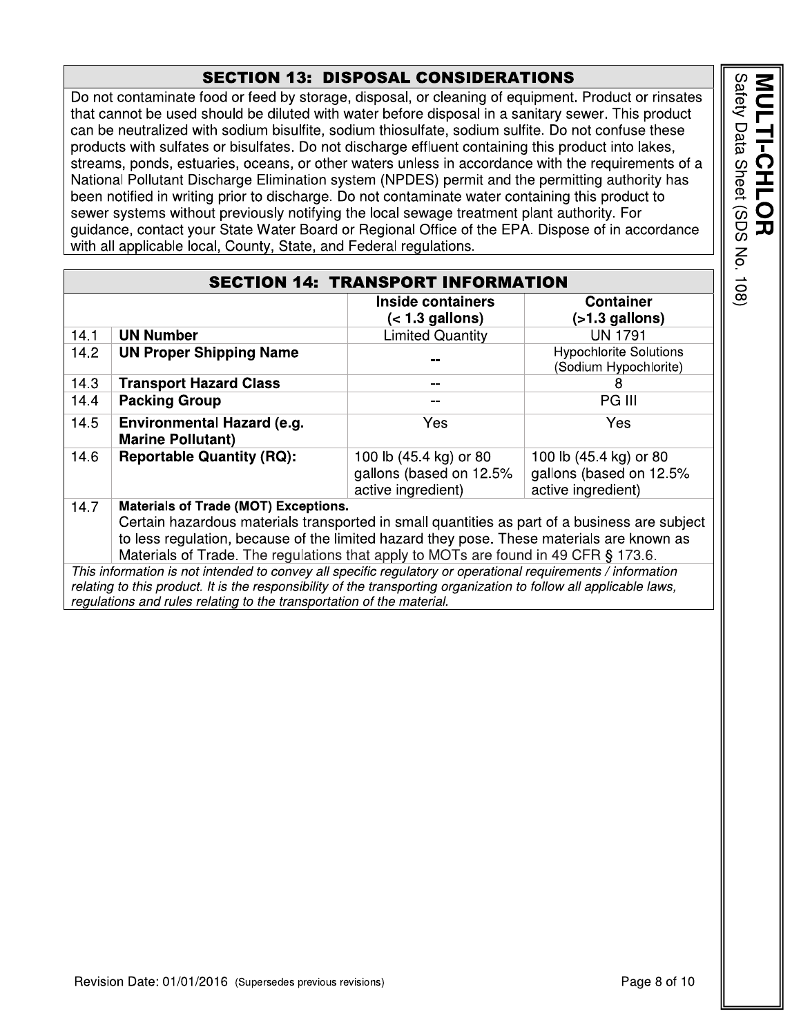## SECTION 13: DISPOSAL CONSIDERATIONS

Do not contaminate food or feed by storage, disposal, or cleaning of equipment. Product or rinsates that cannot be used should be diluted with water before disposal in a sanitary sewer. This product can be neutralized with sodium bisulfite, sodium thiosulfate, sodium sulfite. Do not confuse these products with sulfates or bisulfates. Do not discharge effluent containing this product into lakes, streams, ponds, estuaries, oceans, or other waters unless in accordance with the requirements of a National Pollutant Discharge Elimination system (NPDES) permit and the permitting authority has been notified in writing prior to discharge. Do not contaminate water containing this product to sewer systems without previously notifying the local sewage treatment plant authority. For guidance, contact your State Water Board or Regional Office of the EPA. Dispose of in accordance with all applicable local, County, State, and Federal regulations.

## SECTION 14: TRANSPORT INFORMATION

| | | Inside containers (< 1.3 gallons) | Container (>1.3 gallons) |
|---|---|---|---|
| 14.1 | **UN Number** | Limited Quantity | UN 1791 |
| 14.2 | **UN Proper Shipping Name** | -- | Hypochlorite Solutions (Sodium Hypochlorite) |
| 14.3 | **Transport Hazard Class** | -- | 8 |
| 14.4 | **Packing Group** | -- | PG III |
| 14.5 | **Environmental Hazard (e.g. Marine Pollutant)** | Yes | Yes |
| 14.6 | **Reportable Quantity (RQ):** | 100 lb (45.4 kg) or 80 gallons (based on 12.5% active ingredient) | 100 lb (45.4 kg) or 80 gallons (based on 12.5% active ingredient) |
| 14.7 | **Materials of Trade (MOT) Exceptions.** Certain hazardous materials transported in small quantities as part of a business are subject to less regulation, because of the limited hazard they pose. These materials are known as Materials of Trade. The regulations that apply to MOTs are found in 49 CFR § 173.6. | | |

*This information is not intended to convey all specific regulatory or operational requirements / information relating to this product. It is the responsibility of the transporting organization to follow all applicable laws, regulations and rules relating to the transportation of the material.*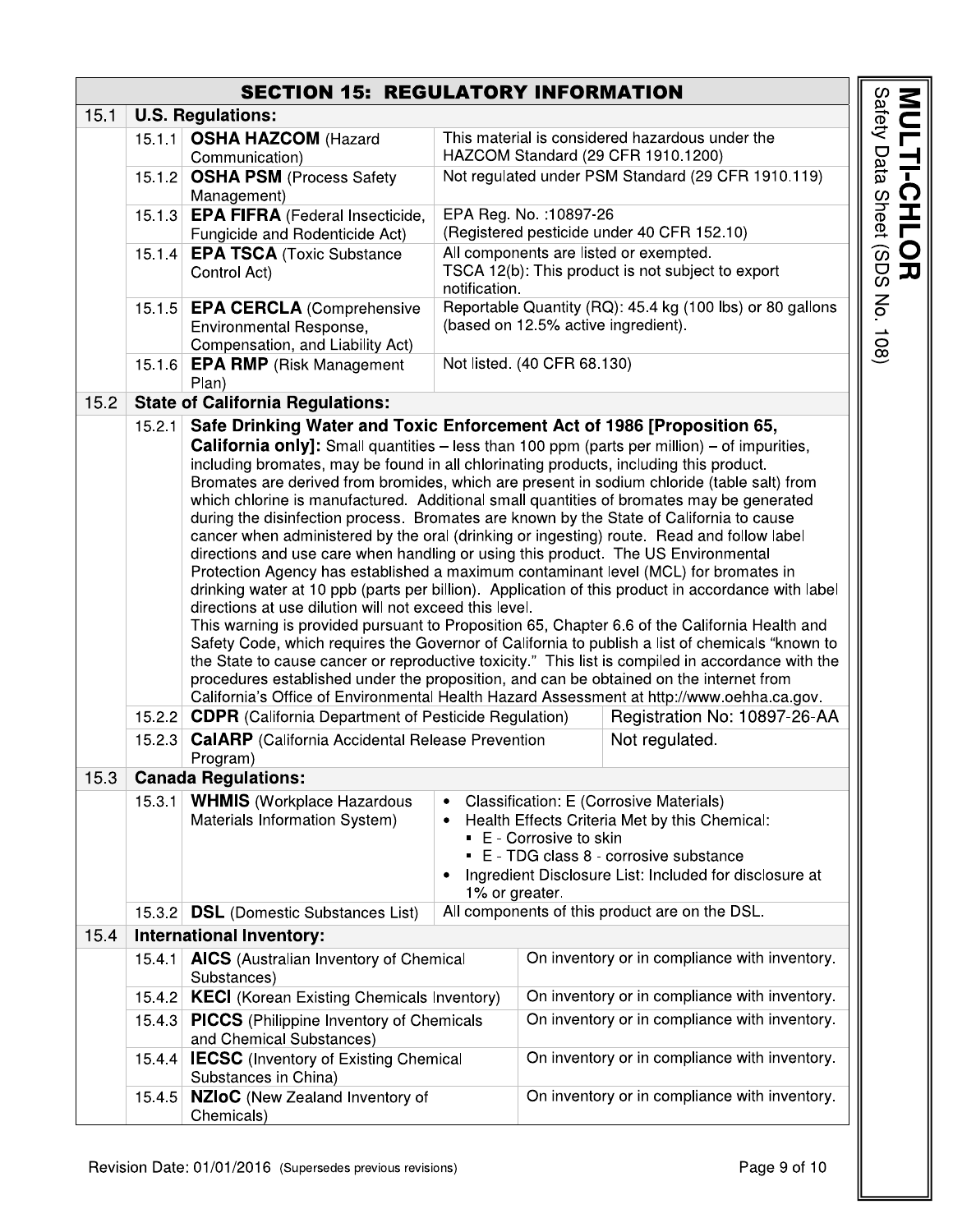## SECTION 15: REGULATORY INFORMATION

| | | | |
|---|---|---|---|
| **15.1** | **U.S. Regulations:** | | |
| | 15.1.1 | **OSHA HAZCOM** (Hazard Communication) | This material is considered hazardous under the HAZCOM Standard (29 CFR 1910.1200) |
| | 15.1.2 | **OSHA PSM** (Process Safety Management) | Not regulated under PSM Standard (29 CFR 1910.119) |
| | 15.1.3 | **EPA FIFRA** (Federal Insecticide, Fungicide and Rodenticide Act) | EPA Reg. No. :10897-26 (Registered pesticide under 40 CFR 152.10) |
| | 15.1.4 | **EPA TSCA** (Toxic Substance Control Act) | All components are listed or exempted. TSCA 12(b): This product is not subject to export notification. |
| | 15.1.5 | **EPA CERCLA** (Comprehensive Environmental Response, Compensation, and Liability Act) | Reportable Quantity (RQ): 45.4 kg (100 lbs) or 80 gallons (based on 12.5% active ingredient). |
| | 15.1.6 | **EPA RMP** (Risk Management Plan) | Not listed. (40 CFR 68.130) |
| **15.2** | **State of California Regulations:** | | |
| | 15.2.1 | **Safe Drinking Water and Toxic Enforcement Act of 1986 [Proposition 65, California only]:** Small quantities – less than 100 ppm (parts per million) – of impurities, including bromates, may be found in all chlorinating products, including this product. Bromates are derived from bromides, which are present in sodium chloride (table salt) from which chlorine is manufactured. Additional small quantities of bromates may be generated during the disinfection process. Bromates are known by the State of California to cause cancer when administered by the oral (drinking or ingesting) route. Read and follow label directions and use care when handling or using this product. The US Environmental Protection Agency has established a maximum contaminant level (MCL) for bromates in drinking water at 10 ppb (parts per billion). Application of this product in accordance with label directions at use dilution will not exceed this level. This warning is provided pursuant to Proposition 65, Chapter 6.6 of the California Health and Safety Code, which requires the Governor of California to publish a list of chemicals "known to the State to cause cancer or reproductive toxicity." This list is compiled in accordance with the procedures established under the proposition, and can be obtained on the internet from California's Office of Environmental Health Hazard Assessment at http://www.oehha.ca.gov. | |
| | 15.2.2 | **CDPR** (California Department of Pesticide Regulation) | Registration No: 10897-26-AA |
| | 15.2.3 | **CalARP** (California Accidental Release Prevention Program) | Not regulated. |
| **15.3** | **Canada Regulations:** | | |
| | 15.3.1 | **WHMIS** (Workplace Hazardous Materials Information System) | • Classification: E (Corrosive Materials)<br>• Health Effects Criteria Met by this Chemical:<br>▪ E - Corrosive to skin<br>▪ E - TDG class 8 - corrosive substance<br>• Ingredient Disclosure List: Included for disclosure at 1% or greater. |
| | 15.3.2 | **DSL** (Domestic Substances List) | All components of this product are on the DSL. |
| **15.4** | **International Inventory:** | | |
| | 15.4.1 | **AICS** (Australian Inventory of Chemical Substances) | On inventory or in compliance with inventory. |
| | 15.4.2 | **KECI** (Korean Existing Chemicals Inventory) | On inventory or in compliance with inventory. |
| | 15.4.3 | **PICCS** (Philippine Inventory of Chemicals and Chemical Substances) | On inventory or in compliance with inventory. |
| | 15.4.4 | **IECSC** (Inventory of Existing Chemical Substances in China) | On inventory or in compliance with inventory. |
| | 15.4.5 | **NZIoC** (New Zealand Inventory of Chemicals) | On inventory or in compliance with inventory. |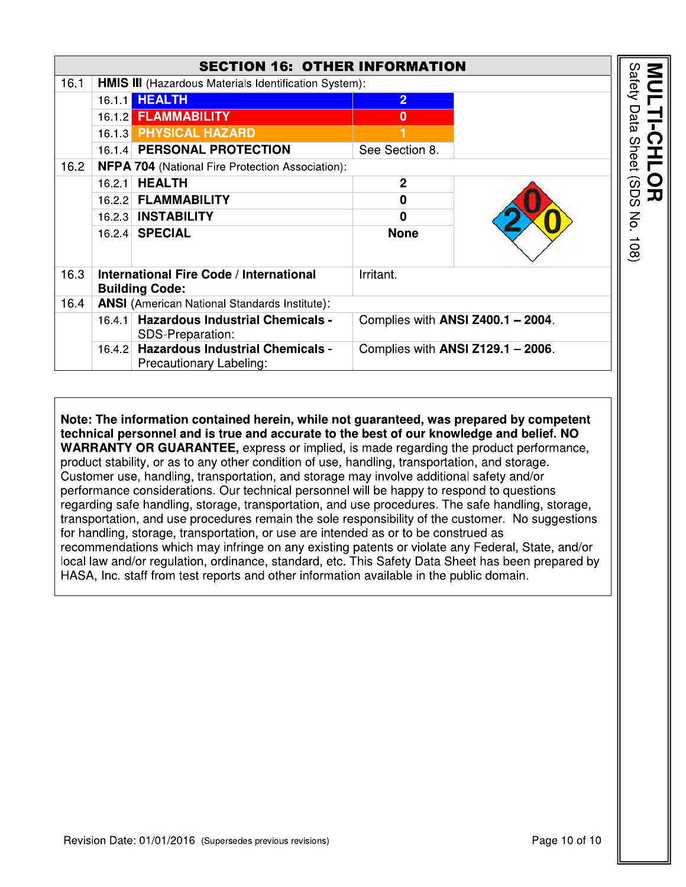## SECTION 16: OTHER INFORMATION

| | | | | |
|---|---|---|---|---|
| 16.1 | **HMIS III** (Hazardous Materials Identification System): | | | |
| | 16.1.1 | **HEALTH** | **2** | |
| | 16.1.2 | **FLAMMABILITY** | **0** | |
| | 16.1.3 | **PHYSICAL HAZARD** | **1** | |
| | 16.1.4 | **PERSONAL PROTECTION** | See Section 8. | |
| 16.2 | **NFPA 704** (National Fire Protection Association): | | | |
| | 16.2.1 | **HEALTH** | **2** | |
| | 16.2.2 | **FLAMMABILITY** | **0** | |
| | 16.2.3 | **INSTABILITY** | **0** | |
| | 16.2.4 | **SPECIAL** | **None** | |
| 16.3 | **International Fire Code / International Building Code:** | | Irritant. | |
| 16.4 | **ANSI** (American National Standards Institute): | | | |
| | 16.4.1 | **Hazardous Industrial Chemicals -** SDS-Preparation: | Complies with **ANSI Z400.1 – 2004**. | |
| | 16.4.2 | **Hazardous Industrial Chemicals -** Precautionary Labeling: | Complies with **ANSI Z129.1 – 2006**. | |

2
0
0

**Note: The information contained herein, while not guaranteed, was prepared by competent technical personnel and is true and accurate to the best of our knowledge and belief. NO WARRANTY OR GUARANTEE,** express or implied, is made regarding the product performance, product stability, or as to any other condition of use, handling, transportation, and storage. Customer use, handling, transportation, and storage may involve additional safety and/or performance considerations. Our technical personnel will be happy to respond to questions regarding safe handling, storage, transportation, and use procedures. The safe handling, storage, transportation, and use procedures remain the sole responsibility of the customer. No suggestions for handling, storage, transportation, or use are intended as or to be construed as recommendations which may infringe on any existing patents or violate any Federal, State, and/or local law and/or regulation, ordinance, standard, etc. This Safety Data Sheet has been prepared by HASA, Inc. staff from test reports and other information available in the public domain.

Revision Date: 01/01/2016 (Supersedes previous revisions)